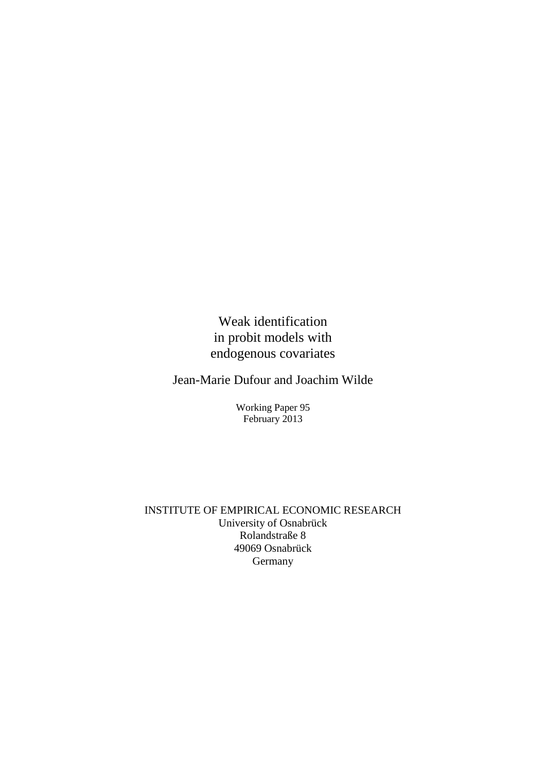# Weak identification in probit models with endogenous covariates

Jean-Marie Dufour and Joachim Wilde

Working Paper 95
February 2013

INSTITUTE OF EMPIRICAL ECONOMIC RESEARCH
University of Osnabrück
Rolandstraße 8
49069 Osnabrück
Germany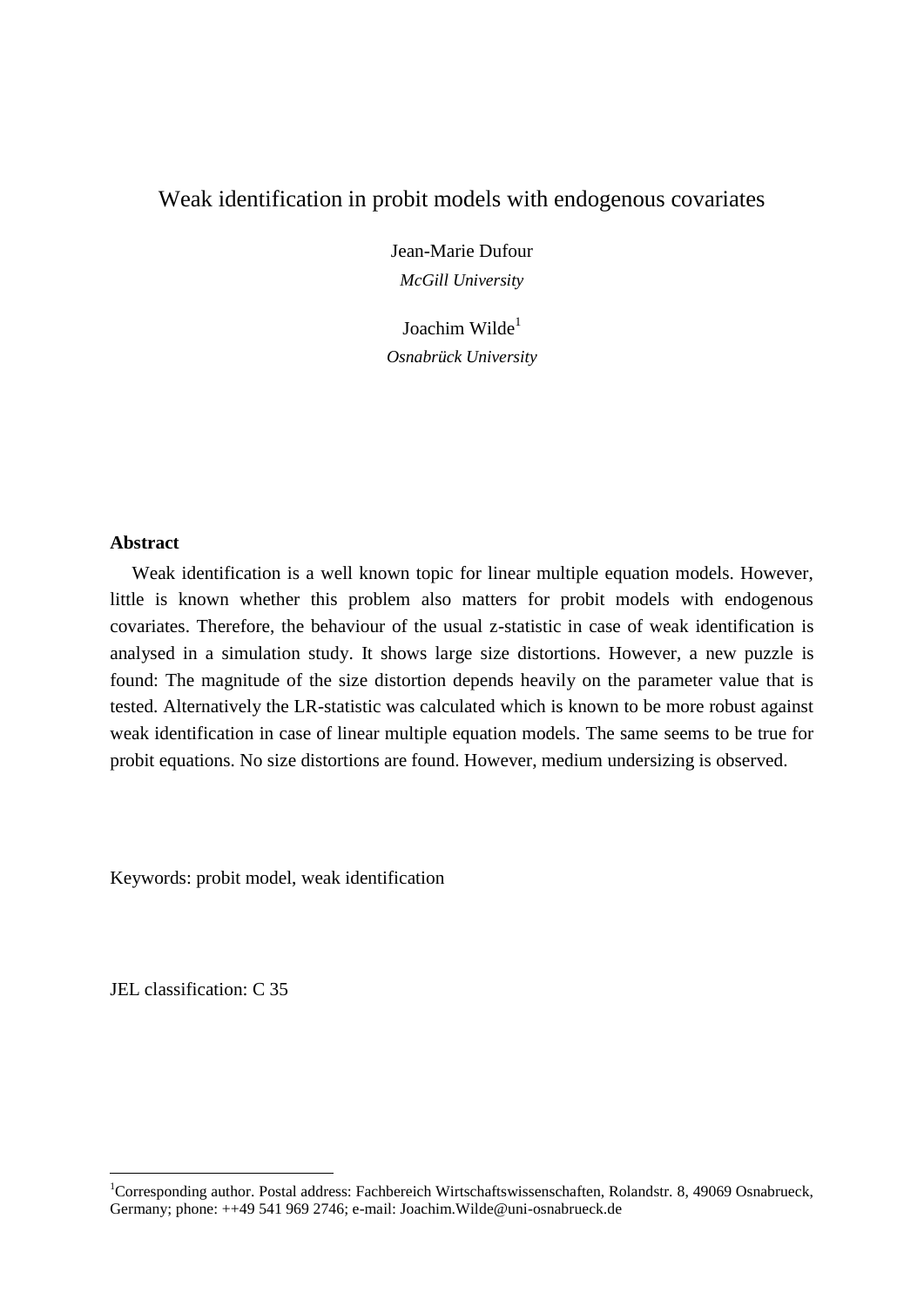# Weak identification in probit models with endogenous covariates

Jean-Marie Dufour

*McGill University*

Joachim Wilde[1]

*Osnabrück University*

**Abstract**

Weak identification is a well known topic for linear multiple equation models. However, little is known whether this problem also matters for probit models with endogenous covariates. Therefore, the behaviour of the usual z-statistic in case of weak identification is analysed in a simulation study. It shows large size distortions. However, a new puzzle is found: The magnitude of the size distortion depends heavily on the parameter value that is tested. Alternatively the LR-statistic was calculated which is known to be more robust against weak identification in case of linear multiple equation models. The same seems to be true for probit equations. No size distortions are found. However, medium undersizing is observed.

Keywords: probit model, weak identification

JEL classification: C 35

[1] Corresponding author. Postal address: Fachbereich Wirtschaftswissenschaften, Rolandstr. 8, 49069 Osnabrueck, Germany; phone: ++49 541 969 2746; e-mail: Joachim.Wilde@uni-osnabrueck.de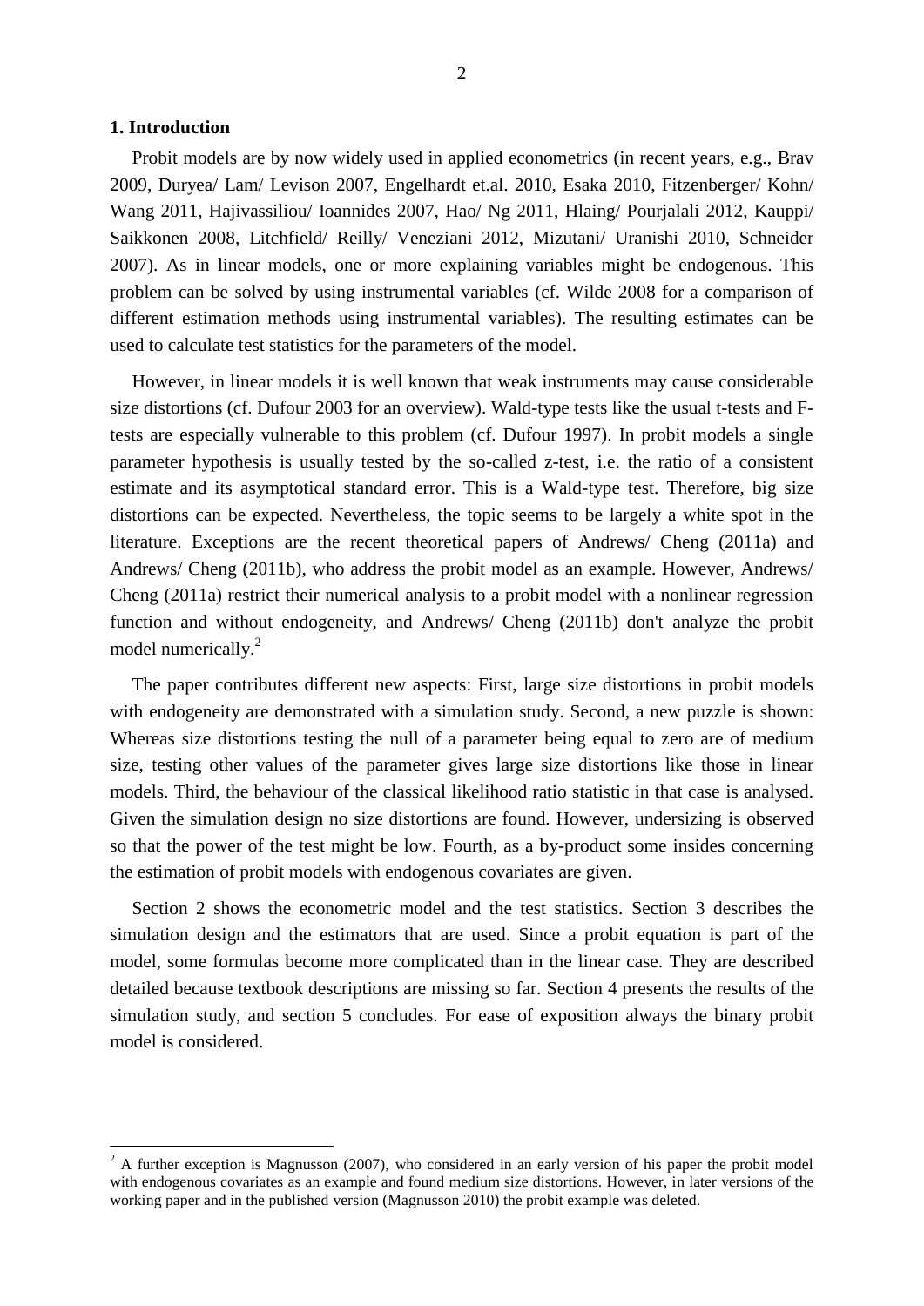## 1. Introduction

Probit models are by now widely used in applied econometrics (in recent years, e.g., Brav 2009, Duryea/ Lam/ Levison 2007, Engelhardt et.al. 2010, Esaka 2010, Fitzenberger/ Kohn/ Wang 2011, Hajivassiliou/ Ioannides 2007, Hao/ Ng 2011, Hlaing/ Pourjalali 2012, Kauppi/ Saikkonen 2008, Litchfield/ Reilly/ Veneziani 2012, Mizutani/ Uranishi 2010, Schneider 2007). As in linear models, one or more explaining variables might be endogenous. This problem can be solved by using instrumental variables (cf. Wilde 2008 for a comparison of different estimation methods using instrumental variables). The resulting estimates can be used to calculate test statistics for the parameters of the model.

However, in linear models it is well known that weak instruments may cause considerable size distortions (cf. Dufour 2003 for an overview). Wald-type tests like the usual t-tests and F-tests are especially vulnerable to this problem (cf. Dufour 1997). In probit models a single parameter hypothesis is usually tested by the so-called z-test, i.e. the ratio of a consistent estimate and its asymptotical standard error. This is a Wald-type test. Therefore, big size distortions can be expected. Nevertheless, the topic seems to be largely a white spot in the literature. Exceptions are the recent theoretical papers of Andrews/ Cheng (2011a) and Andrews/ Cheng (2011b), who address the probit model as an example. However, Andrews/ Cheng (2011a) restrict their numerical analysis to a probit model with a nonlinear regression function and without endogeneity, and Andrews/ Cheng (2011b) don't analyze the probit model numerically.[2]

The paper contributes different new aspects: First, large size distortions in probit models with endogeneity are demonstrated with a simulation study. Second, a new puzzle is shown: Whereas size distortions testing the null of a parameter being equal to zero are of medium size, testing other values of the parameter gives large size distortions like those in linear models. Third, the behaviour of the classical likelihood ratio statistic in that case is analysed. Given the simulation design no size distortions are found. However, undersizing is observed so that the power of the test might be low. Fourth, as a by-product some insides concerning the estimation of probit models with endogenous covariates are given.

Section 2 shows the econometric model and the test statistics. Section 3 describes the simulation design and the estimators that are used. Since a probit equation is part of the model, some formulas become more complicated than in the linear case. They are described detailed because textbook descriptions are missing so far. Section 4 presents the results of the simulation study, and section 5 concludes. For ease of exposition always the binary probit model is considered.

[2] A further exception is Magnusson (2007), who considered in an early version of his paper the probit model with endogenous covariates as an example and found medium size distortions. However, in later versions of the working paper and in the published version (Magnusson 2010) the probit example was deleted.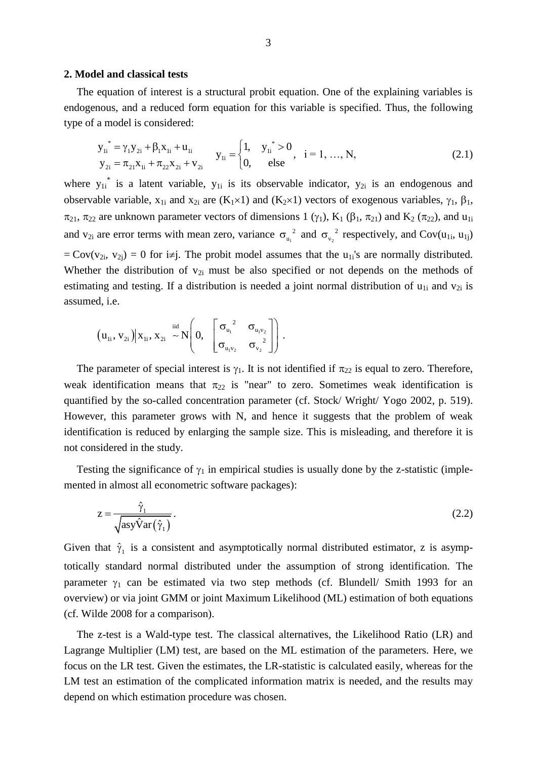## 2. Model and classical tests

The equation of interest is a structural probit equation. One of the explaining variables is endogenous, and a reduced form equation for this variable is specified. Thus, the following type of a model is considered:

$$\begin{aligned} y_{1i}^* &= \gamma_1 y_{2i} + \beta_1 x_{1i} + u_{1i} \\ y_{2i} &= \pi_{21} x_{1i} + \pi_{22} x_{2i} + v_{2i} \end{aligned} \qquad y_{1i} = \begin{cases} 1, & y_{1i}^* > 0 \\ 0, & \text{else} \end{cases}, \quad i = 1, \ldots, N, \tag{2.1}$$

where $y_{1i}^*$ is a latent variable, $y_{1i}$ is its observable indicator, $y_{2i}$ is an endogenous and observable variable, $x_{1i}$ and $x_{2i}$ are $(K_1\times 1)$ and $(K_2\times 1)$ vectors of exogenous variables, $\gamma_1$, $\beta_1$, $\pi_{21}$, $\pi_{22}$ are unknown parameter vectors of dimensions 1 ($\gamma_1$), $K_1$ ($\beta_1$, $\pi_{21}$) and $K_2$ ($\pi_{22}$), and $u_{1i}$ and $v_{2i}$ are error terms with mean zero, variance $\sigma_{u_1}^2$ and $\sigma_{v_2}^2$ respectively, and $\mathrm{Cov}(u_{1i}, u_{1j}) = \mathrm{Cov}(v_{2i}, v_{2j}) = 0$ for $i\neq j$. The probit model assumes that the $u_{1i}$'s are normally distributed. Whether the distribution of $v_{2i}$ must be also specified or not depends on the methods of estimating and testing. If a distribution is needed a joint normal distribution of $u_{1i}$ and $v_{2i}$ is assumed, i.e.

$$\left(u_{1i}, v_{2i}\right)\Big| x_{1i}, x_{2i} \overset{\text{iid}}{\sim} N\left(0, \begin{bmatrix} \sigma_{u_1}^2 & \sigma_{u_1 v_2} \\ \sigma_{u_1 v_2} & \sigma_{v_2}^2 \end{bmatrix}\right).$$

The parameter of special interest is $\gamma_1$. It is not identified if $\pi_{22}$ is equal to zero. Therefore, weak identification means that $\pi_{22}$ is "near" to zero. Sometimes weak identification is quantified by the so-called concentration parameter (cf. Stock/ Wright/ Yogo 2002, p. 519). However, this parameter grows with N, and hence it suggests that the problem of weak identification is reduced by enlarging the sample size. This is misleading, and therefore it is not considered in the study.

Testing the significance of $\gamma_1$ in empirical studies is usually done by the z-statistic (implemented in almost all econometric software packages):

$$z = \frac{\hat{\gamma}_1}{\sqrt{\mathrm{asy}\hat{\mathrm{V}}\mathrm{ar}\left(\hat{\gamma}_1\right)}}. \tag{2.2}$$

Given that $\hat{\gamma}_1$ is a consistent and asymptotically normal distributed estimator, z is asymptotically standard normal distributed under the assumption of strong identification. The parameter $\gamma_1$ can be estimated via two step methods (cf. Blundell/ Smith 1993 for an overview) or via joint GMM or joint Maximum Likelihood (ML) estimation of both equations (cf. Wilde 2008 for a comparison).

The z-test is a Wald-type test. The classical alternatives, the Likelihood Ratio (LR) and Lagrange Multiplier (LM) test, are based on the ML estimation of the parameters. Here, we focus on the LR test. Given the estimates, the LR-statistic is calculated easily, whereas for the LM test an estimation of the complicated information matrix is needed, and the results may depend on which estimation procedure was chosen.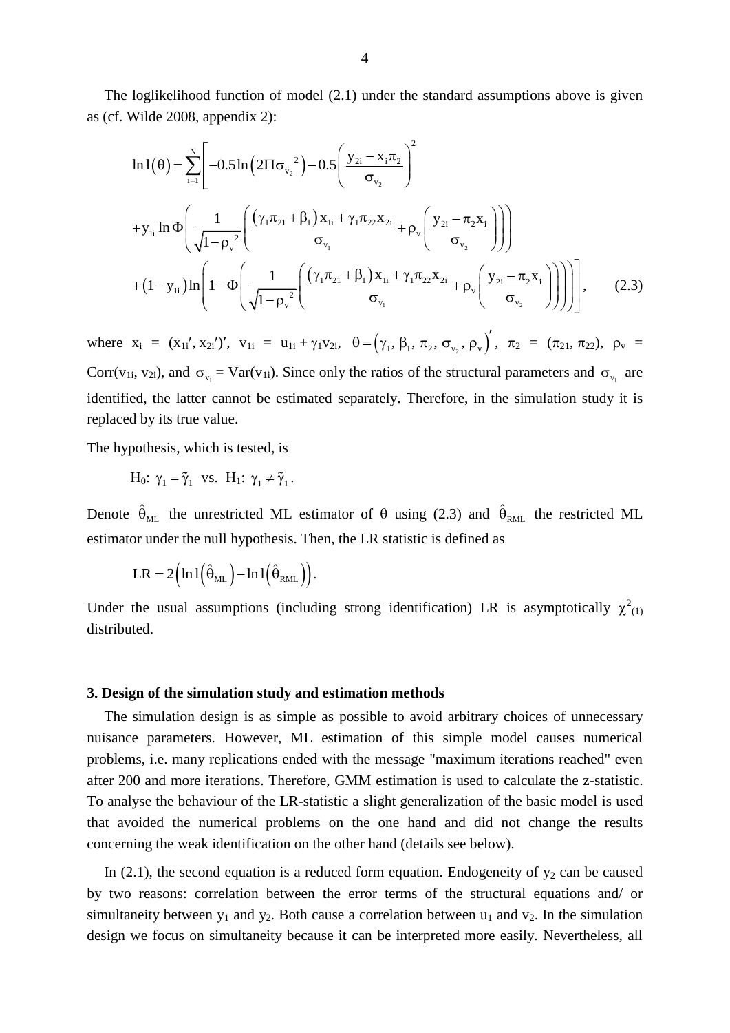The loglikelihood function of model (2.1) under the standard assumptions above is given as (cf. Wilde 2008, appendix 2):

$$
\begin{aligned}
\ln l(\theta) = \sum_{i=1}^{N} \Bigg[ & -0.5\ln\left(2\Pi\sigma_{v_2}^{\ 2}\right) - 0.5\left(\frac{y_{2i} - x_i\pi_2}{\sigma_{v_2}}\right)^2 \\
& + y_{1i}\ln\Phi\left(\frac{1}{\sqrt{1-\rho_v^{\ 2}}}\left(\frac{(\gamma_1\pi_{21}+\beta_1)x_{1i} + \gamma_1\pi_{22}x_{2i}}{\sigma_{v_1}} + \rho_v\left(\frac{y_{2i}-\pi_2 x_i}{\sigma_{v_2}}\right)\right)\right) \\
& + (1-y_{1i})\ln\left(1-\Phi\left(\frac{1}{\sqrt{1-\rho_v^{\ 2}}}\left(\frac{(\gamma_1\pi_{21}+\beta_1)x_{1i} + \gamma_1\pi_{22}x_{2i}}{\sigma_{v_1}} + \rho_v\left(\frac{y_{2i}-\pi_2 x_i}{\sigma_{v_2}}\right)\right)\right)\right)\Bigg], \qquad (2.3)
\end{aligned}
$$

where $x_i = (x_{1i}', x_{2i}')'$, $v_{1i} = u_{1i} + \gamma_1 v_{2i}$, $\theta = \left(\gamma_1, \beta_1, \pi_2, \sigma_{v_2}, \rho_v\right)'$, $\pi_2 = (\pi_{21}, \pi_{22})$, $\rho_v = \text{Corr}(v_{1i}, v_{2i})$, and $\sigma_{v_1} = \text{Var}(v_{1i})$. Since only the ratios of the structural parameters and $\sigma_{v_1}$ are identified, the latter cannot be estimated separately. Therefore, in the simulation study it is replaced by its true value.

The hypothesis, which is tested, is

$$H_0\text{: } \gamma_1 = \tilde{\gamma}_1 \ \text{ vs. } \ H_1\text{: } \gamma_1 \neq \tilde{\gamma}_1 .$$

Denote $\hat{\theta}_{ML}$ the unrestricted ML estimator of $\theta$ using (2.3) and $\hat{\theta}_{RML}$ the restricted ML estimator under the null hypothesis. Then, the LR statistic is defined as

$$LR = 2\left(\ln l\left(\hat{\theta}_{ML}\right) - \ln l\left(\hat{\theta}_{RML}\right)\right).$$

Under the usual assumptions (including strong identification) LR is asymptotically $\chi^2_{(1)}$ distributed.

## 3. Design of the simulation study and estimation methods

The simulation design is as simple as possible to avoid arbitrary choices of unnecessary nuisance parameters. However, ML estimation of this simple model causes numerical problems, i.e. many replications ended with the message "maximum iterations reached" even after 200 and more iterations. Therefore, GMM estimation is used to calculate the z-statistic. To analyse the behaviour of the LR-statistic a slight generalization of the basic model is used that avoided the numerical problems on the one hand and did not change the results concerning the weak identification on the other hand (details see below).

In (2.1), the second equation is a reduced form equation. Endogeneity of $y_2$ can be caused by two reasons: correlation between the error terms of the structural equations and/ or simultaneity between $y_1$ and $y_2$. Both cause a correlation between $u_1$ and $v_2$. In the simulation design we focus on simultaneity because it can be interpreted more easily. Nevertheless, all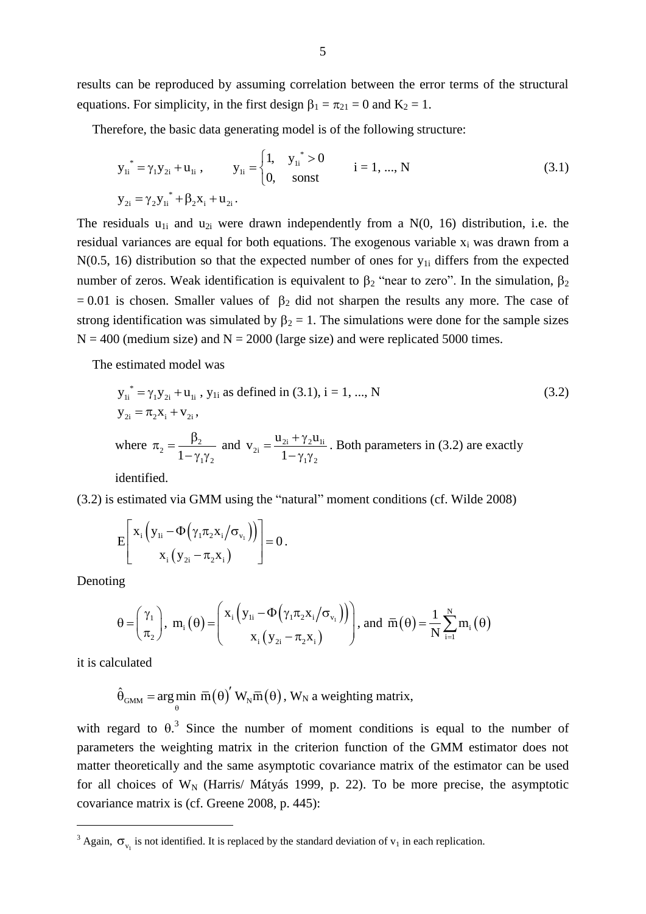results can be reproduced by assuming correlation between the error terms of the structural equations. For simplicity, in the first design $\beta_1 = \pi_{21} = 0$ and $K_2 = 1$.

Therefore, the basic data generating model is of the following structure:

$$y_{1i}^* = \gamma_1 y_{2i} + u_{1i}, \qquad y_{1i} = \begin{cases} 1, & y_{1i}^* > 0 \\ 0, & \text{sonst} \end{cases} \qquad i = 1, ..., N \tag{3.1}$$

$$y_{2i} = \gamma_2 y_{1i}^* + \beta_2 x_i + u_{2i}.$$

The residuals $u_{1i}$ and $u_{2i}$ were drawn independently from a N(0, 16) distribution, i.e. the residual variances are equal for both equations. The exogenous variable $x_i$ was drawn from a N(0.5, 16) distribution so that the expected number of ones for $y_{1i}$ differs from the expected number of zeros. Weak identification is equivalent to $\beta_2$ "near to zero". In the simulation, $\beta_2 = 0.01$ is chosen. Smaller values of $\beta_2$ did not sharpen the results any more. The case of strong identification was simulated by $\beta_2 = 1$. The simulations were done for the sample sizes N = 400 (medium size) and N = 2000 (large size) and were replicated 5000 times.

The estimated model was

$$y_{1i}^* = \gamma_1 y_{2i} + u_{1i}, \; y_{1i} \text{ as defined in (3.1)}, \; i = 1, ..., N \tag{3.2}$$

$$y_{2i} = \pi_2 x_i + v_{2i},$$

where $\pi_2 = \dfrac{\beta_2}{1 - \gamma_1 \gamma_2}$ and $v_{2i} = \dfrac{u_{2i} + \gamma_2 u_{1i}}{1 - \gamma_1 \gamma_2}$. Both parameters in (3.2) are exactly identified.

(3.2) is estimated via GMM using the "natural" moment conditions (cf. Wilde 2008)

$$E\begin{bmatrix} x_i \left( y_{1i} - \Phi\left( \gamma_1 \pi_2 x_i / \sigma_{v_1} \right) \right) \\ x_i \left( y_{2i} - \pi_2 x_i \right) \end{bmatrix} = 0.$$

Denoting

$$\theta = \begin{pmatrix} \gamma_1 \\ \pi_2 \end{pmatrix}, \; m_i(\theta) = \begin{pmatrix} x_i \left( y_{1i} - \Phi\left( \gamma_1 \pi_2 x_i / \sigma_{v_1} \right) \right) \\ x_i \left( y_{2i} - \pi_2 x_i \right) \end{pmatrix}, \text{ and } \bar{m}(\theta) = \frac{1}{N} \sum_{i=1}^{N} m_i(\theta)$$

it is calculated

$$\hat{\theta}_{GMM} = \arg\min_{\theta} \; \bar{m}(\theta)' W_N \bar{m}(\theta), \; W_N \text{ a weighting matrix,}$$

with regard to $\theta$.[3] Since the number of moment conditions is equal to the number of parameters the weighting matrix in the criterion function of the GMM estimator does not matter theoretically and the same asymptotic covariance matrix of the estimator can be used for all choices of $W_N$ (Harris/ Mátyás 1999, p. 22). To be more precise, the asymptotic covariance matrix is (cf. Greene 2008, p. 445):

---

[3] Again, $\sigma_{v_1}$ is not identified. It is replaced by the standard deviation of $v_1$ in each replication.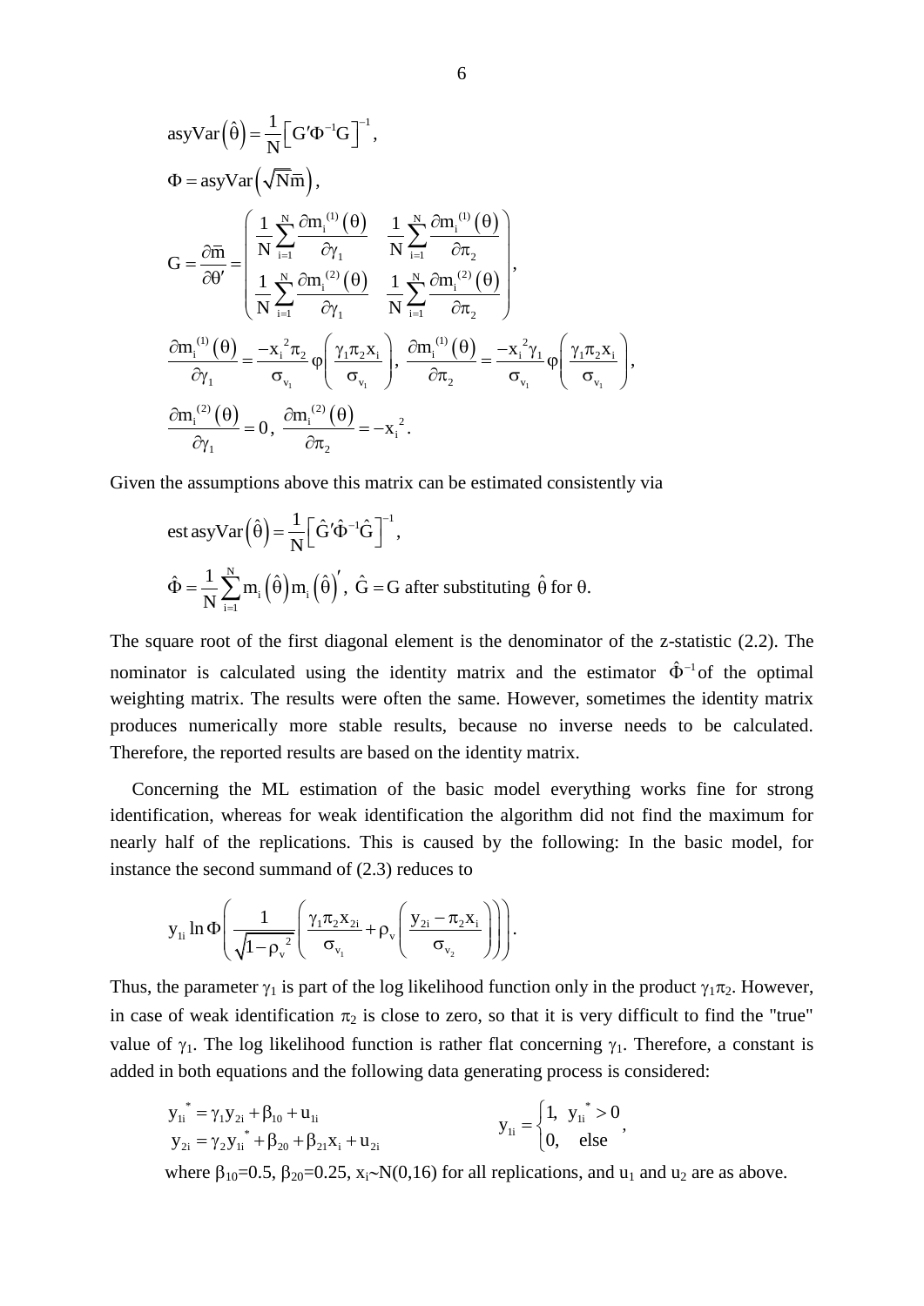$$\text{asyVar}\left(\hat{\theta}\right) = \frac{1}{N}\left[G'\Phi^{-1}G\right]^{-1},$$

$$\Phi = \text{asyVar}\left(\sqrt{N}\bar{m}\right),$$

$$G = \frac{\partial \bar{m}}{\partial \theta'} = \begin{pmatrix} \frac{1}{N}\sum_{i=1}^{N}\frac{\partial m_i^{(1)}(\theta)}{\partial \gamma_1} & \frac{1}{N}\sum_{i=1}^{N}\frac{\partial m_i^{(1)}(\theta)}{\partial \pi_2} \\ \frac{1}{N}\sum_{i=1}^{N}\frac{\partial m_i^{(2)}(\theta)}{\partial \gamma_1} & \frac{1}{N}\sum_{i=1}^{N}\frac{\partial m_i^{(2)}(\theta)}{\partial \pi_2} \end{pmatrix},$$

$$\frac{\partial m_i^{(1)}(\theta)}{\partial \gamma_1} = \frac{-x_i^2 \pi_2}{\sigma_{v_1}}\varphi\left(\frac{\gamma_1 \pi_2 x_i}{\sigma_{v_1}}\right),\ \frac{\partial m_i^{(1)}(\theta)}{\partial \pi_2} = \frac{-x_i^2 \gamma_1}{\sigma_{v_1}}\varphi\left(\frac{\gamma_1 \pi_2 x_i}{\sigma_{v_1}}\right),$$

$$\frac{\partial m_i^{(2)}(\theta)}{\partial \gamma_1} = 0,\ \frac{\partial m_i^{(2)}(\theta)}{\partial \pi_2} = -x_i^2.$$

Given the assumptions above this matrix can be estimated consistently via

$$\text{est asyVar}\left(\hat{\theta}\right) = \frac{1}{N}\left[\hat{G}'\hat{\Phi}^{-1}\hat{G}\right]^{-1},$$

$$\hat{\Phi} = \frac{1}{N}\sum_{i=1}^{N} m_i\left(\hat{\theta}\right) m_i\left(\hat{\theta}\right)',\ \hat{G} = G \text{ after substituting } \hat{\theta} \text{ for } \theta.$$

The square root of the first diagonal element is the denominator of the z-statistic (2.2). The nominator is calculated using the identity matrix and the estimator $\hat{\Phi}^{-1}$ of the optimal weighting matrix. The results were often the same. However, sometimes the identity matrix produces numerically more stable results, because no inverse needs to be calculated. Therefore, the reported results are based on the identity matrix.

Concerning the ML estimation of the basic model everything works fine for strong identification, whereas for weak identification the algorithm did not find the maximum for nearly half of the replications. This is caused by the following: In the basic model, for instance the second summand of (2.3) reduces to

$$y_{1i} \ln \Phi\left(\frac{1}{\sqrt{1-\rho_v^2}}\left(\frac{\gamma_1 \pi_2 x_{2i}}{\sigma_{v_1}} + \rho_v\left(\frac{y_{2i} - \pi_2 x_i}{\sigma_{v_2}}\right)\right)\right).$$

Thus, the parameter $\gamma_1$ is part of the log likelihood function only in the product $\gamma_1\pi_2$. However, in case of weak identification $\pi_2$ is close to zero, so that it is very difficult to find the "true" value of $\gamma_1$. The log likelihood function is rather flat concerning $\gamma_1$. Therefore, a constant is added in both equations and the following data generating process is considered:

$$y_{1i}^* = \gamma_1 y_{2i} + \beta_{10} + u_{1i} \qquad y_{1i} = \begin{cases} 1, & y_{1i}^* > 0 \\ 0, & \text{else} \end{cases},$$
$$y_{2i} = \gamma_2 y_{1i}^* + \beta_{20} + \beta_{21} x_i + u_{2i}$$

where $\beta_{10}$=0.5, $\beta_{20}$=0.25, $x_i$~N(0,16) for all replications, and $u_1$ and $u_2$ are as above.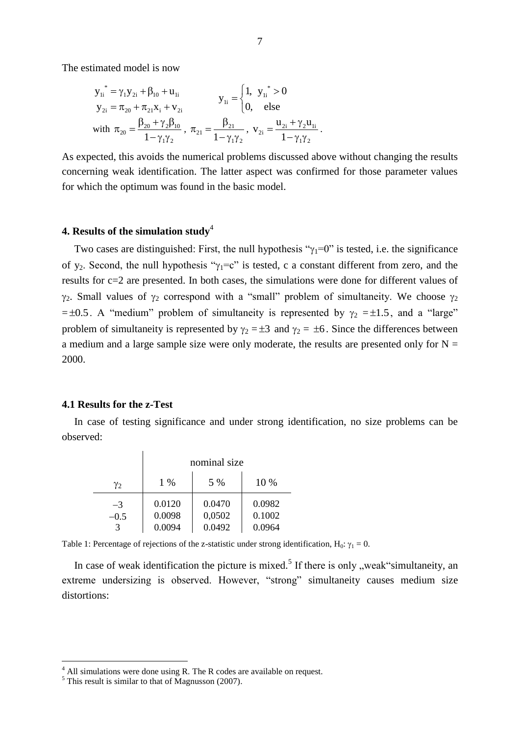The estimated model is now

$$y_{1i}^{*} = \gamma_1 y_{2i} + \beta_{10} + u_{1i} \qquad y_{1i} = \begin{cases} 1, & y_{1i}^{*} > 0 \\ 0, & \text{else} \end{cases}$$

$$y_{2i} = \pi_{20} + \pi_{21} x_i + v_{2i}$$

$$\text{with } \pi_{20} = \frac{\beta_{20} + \gamma_2 \beta_{10}}{1 - \gamma_1 \gamma_2}, \; \pi_{21} = \frac{\beta_{21}}{1 - \gamma_1 \gamma_2}, \; v_{2i} = \frac{u_{2i} + \gamma_2 u_{1i}}{1 - \gamma_1 \gamma_2}.$$

As expected, this avoids the numerical problems discussed above without changing the results concerning weak identification. The latter aspect was confirmed for those parameter values for which the optimum was found in the basic model.

## 4. Results of the simulation study[4]

Two cases are distinguished: First, the null hypothesis "$\gamma_1$=0" is tested, i.e. the significance of $y_2$. Second, the null hypothesis "$\gamma_1$=c" is tested, c a constant different from zero, and the results for c=2 are presented. In both cases, the simulations were done for different values of $\gamma_2$. Small values of $\gamma_2$ correspond with a "small" problem of simultaneity. We choose $\gamma_2 = \pm 0.5$. A "medium" problem of simultaneity is represented by $\gamma_2 = \pm 1.5$, and a "large" problem of simultaneity is represented by $\gamma_2 = \pm 3$ and $\gamma_2 = \pm 6$. Since the differences between a medium and a large sample size were only moderate, the results are presented only for N = 2000.

### 4.1 Results for the z-Test

In case of testing significance and under strong identification, no size problems can be observed:

| | nominal size | | |
|---|---|---|---|
| $\gamma_2$ | 1 % | 5 % | 10 % |
| –3 | 0.0120 | 0.0470 | 0.0982 |
| –0.5 | 0.0098 | 0,0502 | 0.1002 |
| 3 | 0.0094 | 0.0492 | 0.0964 |

Table 1: Percentage of rejections of the z-statistic under strong identification, $H_0$: $\gamma_1 = 0$.

In case of weak identification the picture is mixed.[5] If there is only „weak"simultaneity, an extreme undersizing is observed. However, "strong" simultaneity causes medium size distortions:

---

[4] All simulations were done using R. The R codes are available on request.

[5] This result is similar to that of Magnusson (2007).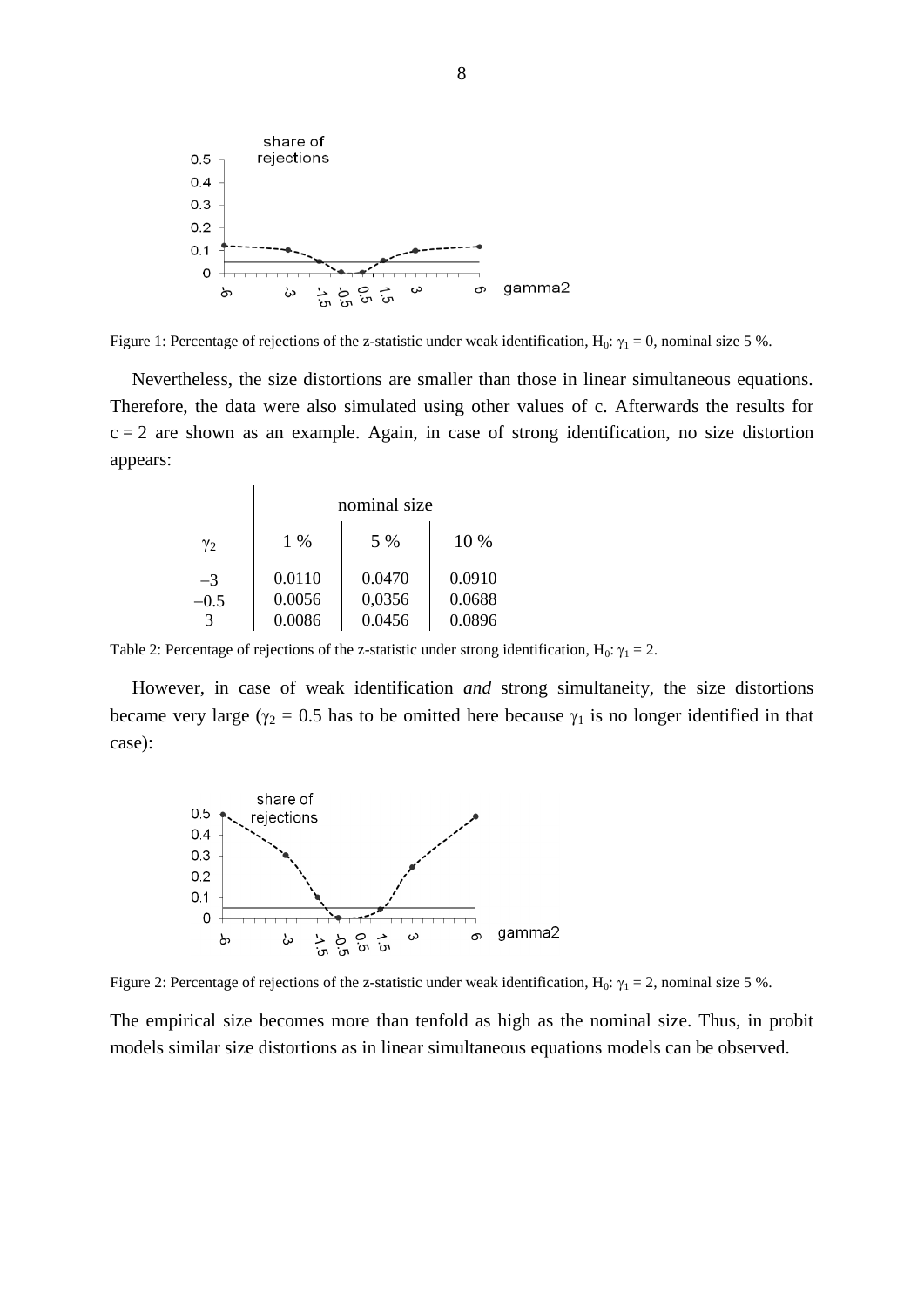Figure 1: Percentage of rejections of the z-statistic under weak identification, $H_0$: $\gamma_1 = 0$, nominal size 5 %.

Nevertheless, the size distortions are smaller than those in linear simultaneous equations. Therefore, the data were also simulated using other values of c. Afterwards the results for $c = 2$ are shown as an example. Again, in case of strong identification, no size distortion appears:

| | nominal size | | |
|---|---|---|---|
| $\gamma_2$ | 1 % | 5 % | 10 % |
| –3 | 0.0110 | 0.0470 | 0.0910 |
| –0.5 | 0.0056 | 0,0356 | 0.0688 |
| 3 | 0.0086 | 0.0456 | 0.0896 |

Table 2: Percentage of rejections of the z-statistic under strong identification, $H_0$: $\gamma_1 = 2$.

However, in case of weak identification *and* strong simultaneity, the size distortions became very large ($\gamma_2 = 0.5$ has to be omitted here because $\gamma_1$ is no longer identified in that case):

Figure 2: Percentage of rejections of the z-statistic under weak identification, $H_0$: $\gamma_1 = 2$, nominal size 5 %.

The empirical size becomes more than tenfold as high as the nominal size. Thus, in probit models similar size distortions as in linear simultaneous equations models can be observed.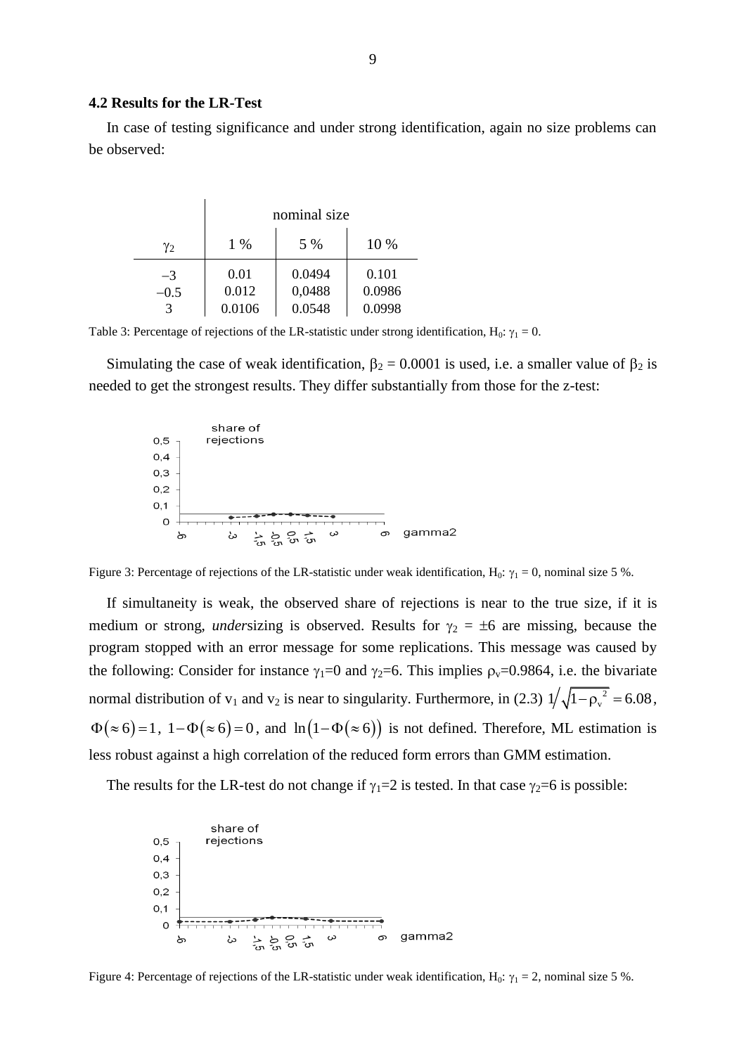### 4.2 Results for the LR-Test

In case of testing significance and under strong identification, again no size problems can be observed:

| | nominal size | | |
|---|---|---|---|
| $\gamma_2$ | 1 % | 5 % | 10 % |
| $-3$ | 0.01 | 0.0494 | 0.101 |
| $-0.5$ | 0.012 | 0,0488 | 0.0986 |
| 3 | 0.0106 | 0.0548 | 0.0998 |

Table 3: Percentage of rejections of the LR-statistic under strong identification, $H_0$: $\gamma_1 = 0$.

Simulating the case of weak identification, $\beta_2 = 0.0001$ is used, i.e. a smaller value of $\beta_2$ is needed to get the strongest results. They differ substantially from those for the z-test:

Figure 3: Percentage of rejections of the LR-statistic under weak identification, $H_0$: $\gamma_1 = 0$, nominal size 5 %.

If simultaneity is weak, the observed share of rejections is near to the true size, if it is medium or strong, *under*sizing is observed. Results for $\gamma_2 = \pm 6$ are missing, because the program stopped with an error message for some replications. This message was caused by the following: Consider for instance $\gamma_1$=0 and $\gamma_2$=6. This implies $\rho_v$=0.9864, i.e. the bivariate normal distribution of $v_1$ and $v_2$ is near to singularity. Furthermore, in (2.3) $1/\sqrt{1-\rho_v^{\,2}} = 6.08$, $\Phi(\approx 6) = 1$, $1-\Phi(\approx 6) = 0$, and $\ln(1-\Phi(\approx 6))$ is not defined. Therefore, ML estimation is less robust against a high correlation of the reduced form errors than GMM estimation.

The results for the LR-test do not change if $\gamma_1$=2 is tested. In that case $\gamma_2$=6 is possible:

Figure 4: Percentage of rejections of the LR-statistic under weak identification, $H_0$: $\gamma_1 = 2$, nominal size 5 %.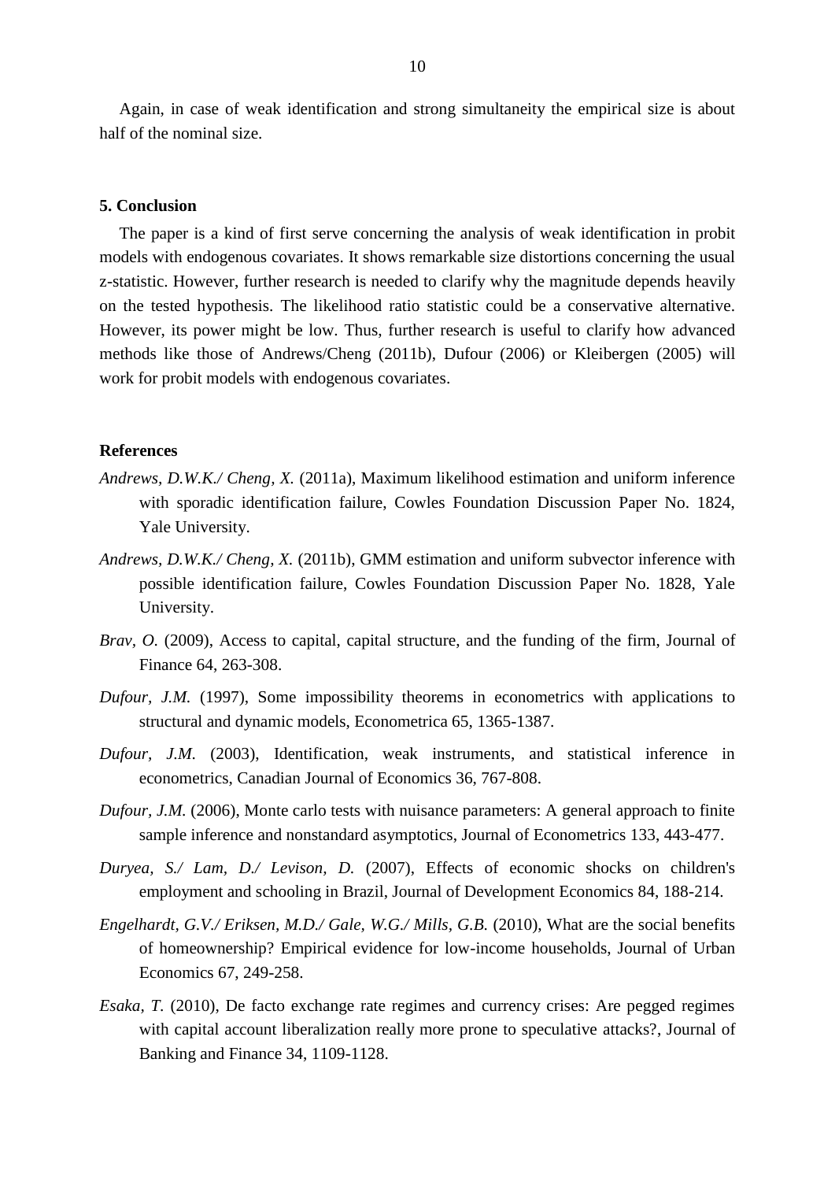Again, in case of weak identification and strong simultaneity the empirical size is about half of the nominal size.

## 5. Conclusion

The paper is a kind of first serve concerning the analysis of weak identification in probit models with endogenous covariates. It shows remarkable size distortions concerning the usual z-statistic. However, further research is needed to clarify why the magnitude depends heavily on the tested hypothesis. The likelihood ratio statistic could be a conservative alternative. However, its power might be low. Thus, further research is useful to clarify how advanced methods like those of Andrews/Cheng (2011b), Dufour (2006) or Kleibergen (2005) will work for probit models with endogenous covariates.

## References

*Andrews, D.W.K./ Cheng, X.* (2011a), Maximum likelihood estimation and uniform inference with sporadic identification failure, Cowles Foundation Discussion Paper No. 1824, Yale University.

*Andrews, D.W.K./ Cheng, X.* (2011b), GMM estimation and uniform subvector inference with possible identification failure, Cowles Foundation Discussion Paper No. 1828, Yale University.

*Brav, O.* (2009), Access to capital, capital structure, and the funding of the firm, Journal of Finance 64, 263-308.

*Dufour, J.M.* (1997), Some impossibility theorems in econometrics with applications to structural and dynamic models, Econometrica 65, 1365-1387.

*Dufour, J.M.* (2003), Identification, weak instruments, and statistical inference in econometrics, Canadian Journal of Economics 36, 767-808.

*Dufour, J.M.* (2006), Monte carlo tests with nuisance parameters: A general approach to finite sample inference and nonstandard asymptotics, Journal of Econometrics 133, 443-477.

*Duryea, S./ Lam, D./ Levison, D.* (2007), Effects of economic shocks on children's employment and schooling in Brazil, Journal of Development Economics 84, 188-214.

*Engelhardt, G.V./ Eriksen, M.D./ Gale, W.G./ Mills, G.B.* (2010), What are the social benefits of homeownership? Empirical evidence for low-income households, Journal of Urban Economics 67, 249-258.

*Esaka, T.* (2010), De facto exchange rate regimes and currency crises: Are pegged regimes with capital account liberalization really more prone to speculative attacks?, Journal of Banking and Finance 34, 1109-1128.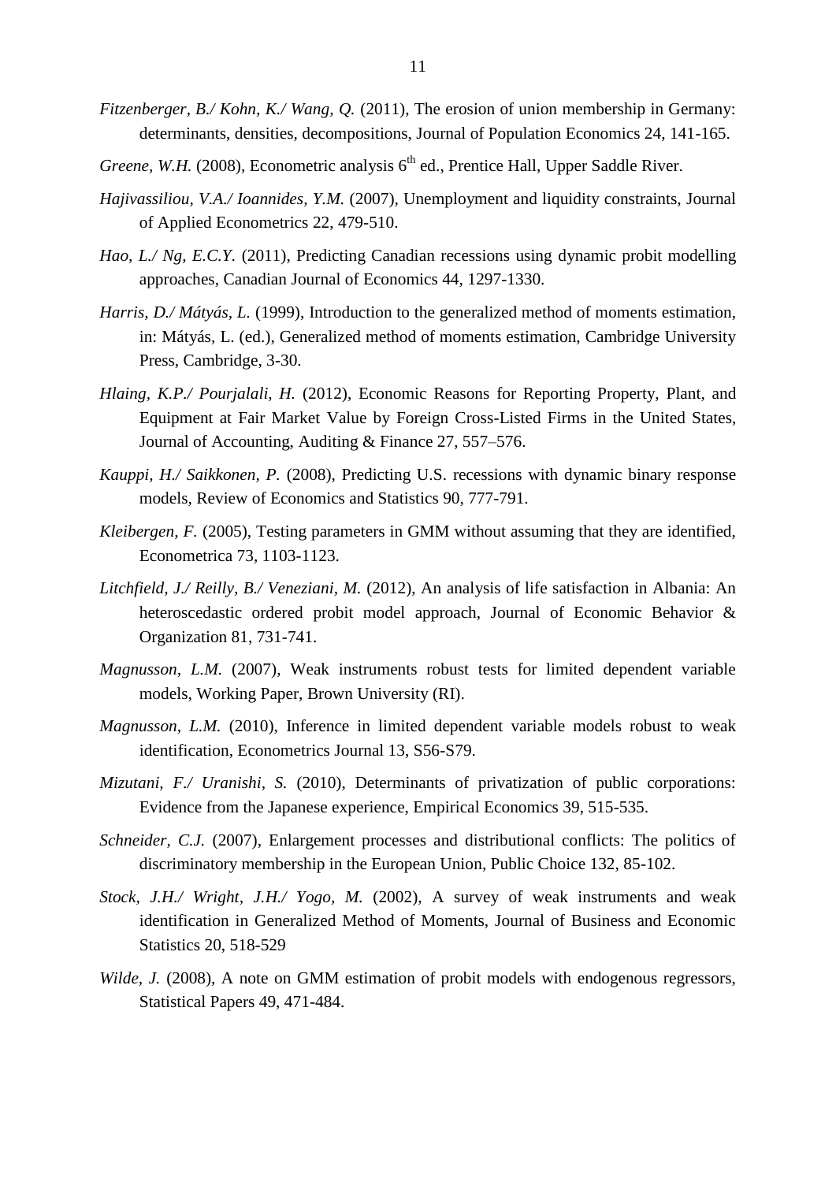*Fitzenberger, B./ Kohn, K./ Wang, Q.* (2011), The erosion of union membership in Germany: determinants, densities, decompositions, Journal of Population Economics 24, 141-165.

*Greene, W.H.* (2008), Econometric analysis 6th ed., Prentice Hall, Upper Saddle River.

*Hajivassiliou, V.A./ Ioannides, Y.M.* (2007), Unemployment and liquidity constraints, Journal of Applied Econometrics 22, 479-510.

*Hao, L./ Ng, E.C.Y.* (2011), Predicting Canadian recessions using dynamic probit modelling approaches, Canadian Journal of Economics 44, 1297-1330.

*Harris, D./ Mátyás, L.* (1999), Introduction to the generalized method of moments estimation, in: Mátyás, L. (ed.), Generalized method of moments estimation, Cambridge University Press, Cambridge, 3-30.

*Hlaing, K.P./ Pourjalali, H.* (2012), Economic Reasons for Reporting Property, Plant, and Equipment at Fair Market Value by Foreign Cross-Listed Firms in the United States, Journal of Accounting, Auditing & Finance 27, 557–576.

*Kauppi, H./ Saikkonen, P.* (2008), Predicting U.S. recessions with dynamic binary response models, Review of Economics and Statistics 90, 777-791.

*Kleibergen, F.* (2005), Testing parameters in GMM without assuming that they are identified, Econometrica 73, 1103-1123.

*Litchfield, J./ Reilly, B./ Veneziani, M.* (2012), An analysis of life satisfaction in Albania: An heteroscedastic ordered probit model approach, Journal of Economic Behavior & Organization 81, 731-741.

*Magnusson, L.M.* (2007), Weak instruments robust tests for limited dependent variable models, Working Paper, Brown University (RI).

*Magnusson, L.M.* (2010), Inference in limited dependent variable models robust to weak identification, Econometrics Journal 13, S56-S79.

*Mizutani, F./ Uranishi, S.* (2010), Determinants of privatization of public corporations: Evidence from the Japanese experience, Empirical Economics 39, 515-535.

*Schneider, C.J.* (2007), Enlargement processes and distributional conflicts: The politics of discriminatory membership in the European Union, Public Choice 132, 85-102.

*Stock, J.H./ Wright, J.H./ Yogo, M.* (2002), A survey of weak instruments and weak identification in Generalized Method of Moments, Journal of Business and Economic Statistics 20, 518-529

*Wilde, J.* (2008), A note on GMM estimation of probit models with endogenous regressors, Statistical Papers 49, 471-484.